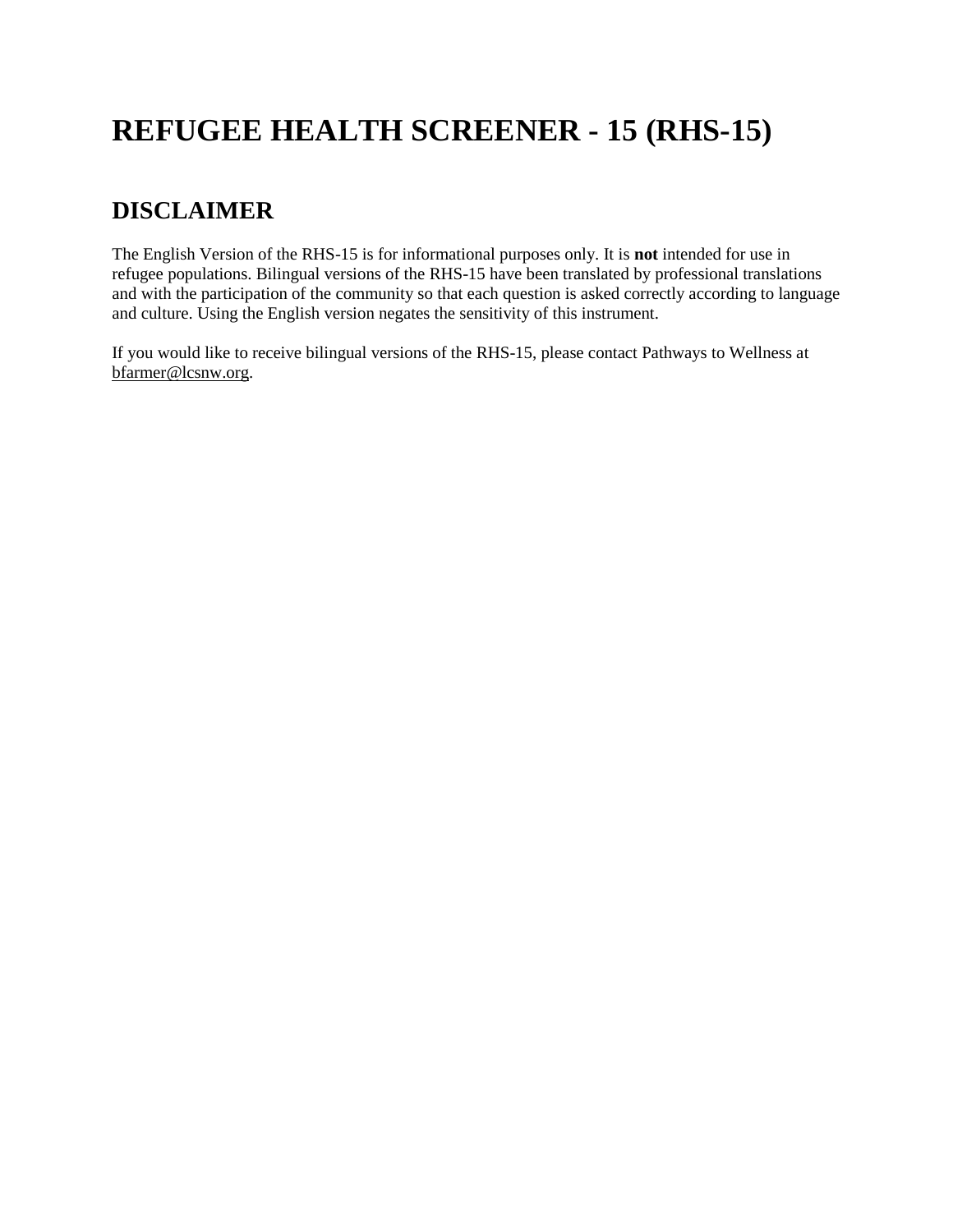# REFUGEE HEALTH SCREENER - 15 (RHS-15)

## DISCLAIMER

The English Version of the RHS-15 is for informational purposes only. It is **not** intended for use in refugee populations. Bilingual versions of the RHS-15 have been translated by professional translations and with the participation of the community so that each question is asked correctly according to language and culture. Using the English version negates the sensitivity of this instrument.

If you would like to receive bilingual versions of the RHS-15, please contact Pathways to Wellness at bfarmer@lcsnw.org.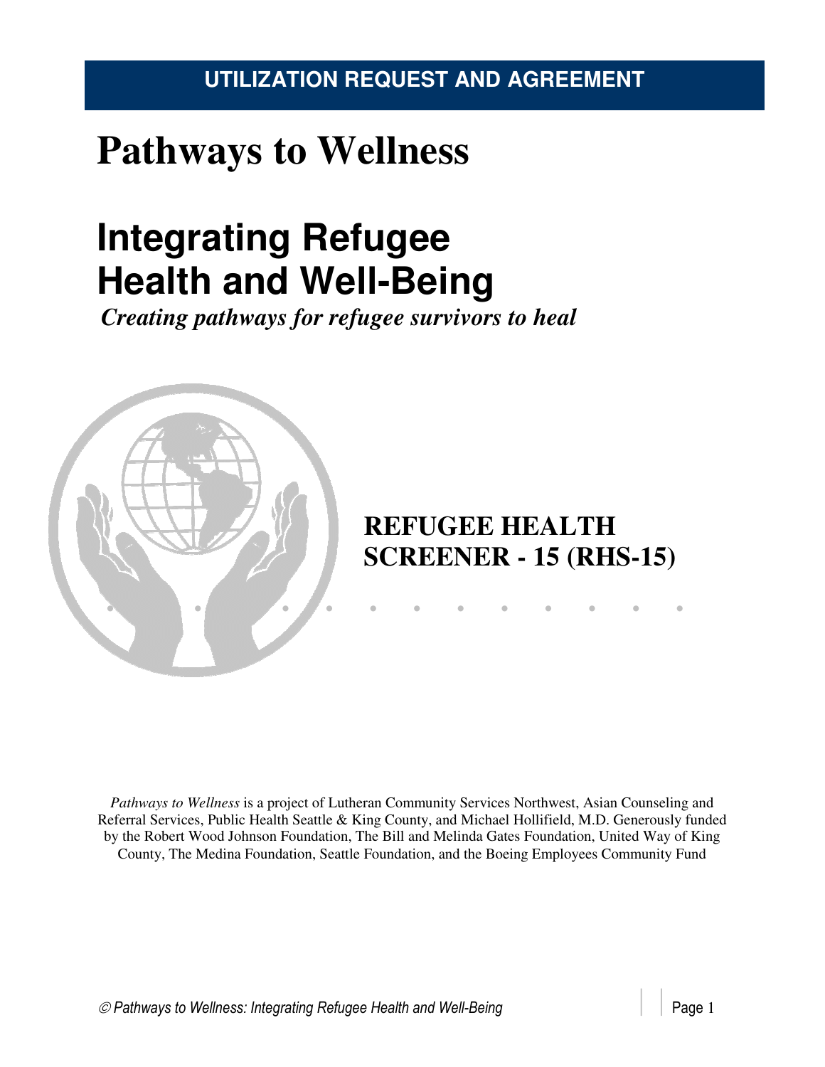## UTILIZATION REQUEST AND AGREEMENT

# Pathways to Wellness

# Integrating Refugee Health and Well-Being

*Creating pathways for refugee survivors to heal*

## REFUGEE HEALTH SCREENER - 15 (RHS-15)

*Pathways to Wellness* is a project of Lutheran Community Services Northwest, Asian Counseling and Referral Services, Public Health Seattle & King County, and Michael Hollifield, M.D. Generously funded by the Robert Wood Johnson Foundation, The Bill and Melinda Gates Foundation, United Way of King County, The Medina Foundation, Seattle Foundation, and the Boeing Employees Community Fund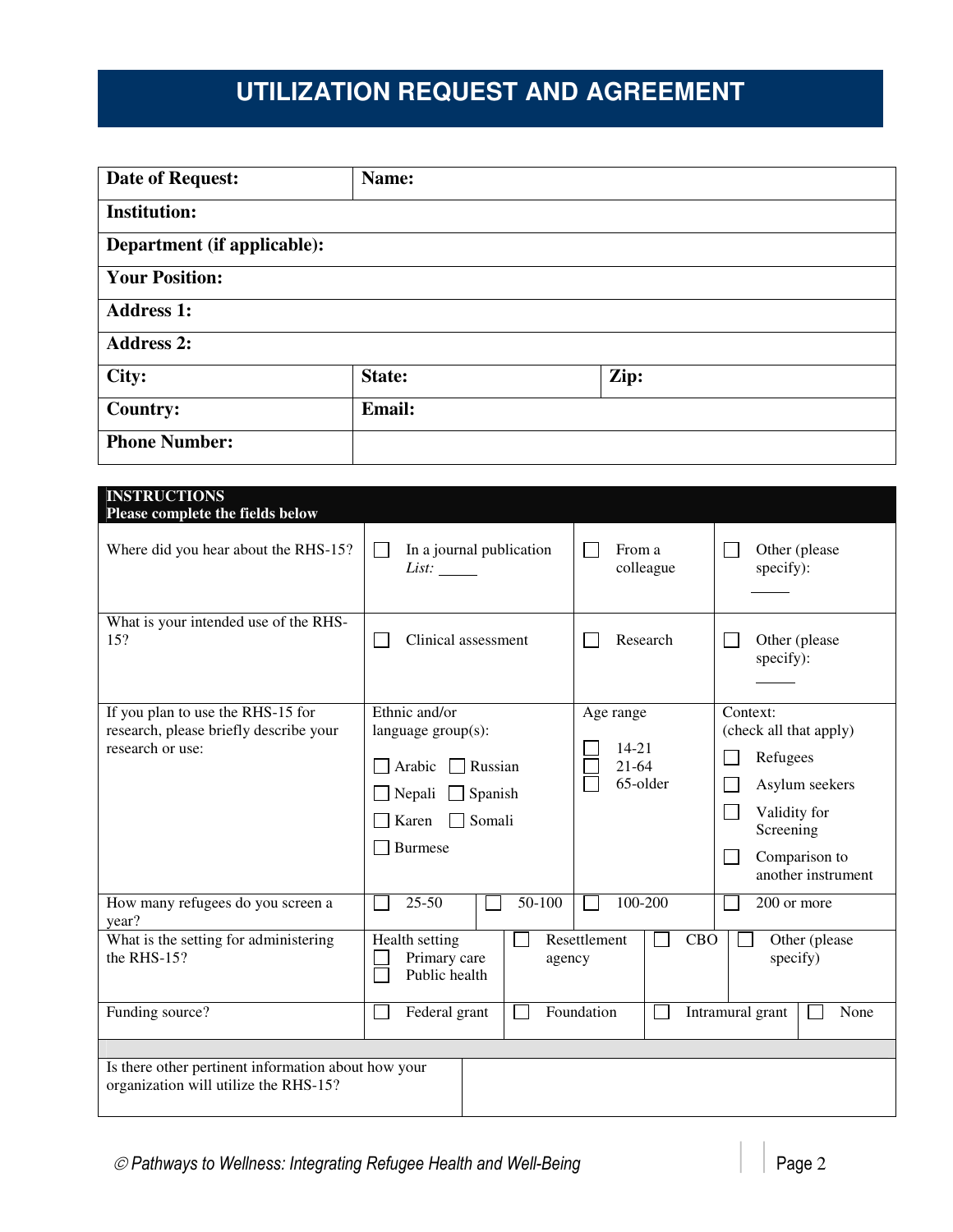# UTILIZATION REQUEST AND AGREEMENT

| | | |
|---|---|---|
| **Date of Request:** | **Name:** | |
| **Institution:** | | |
| **Department (if applicable):** | | |
| **Your Position:** | | |
| **Address 1:** | | |
| **Address 2:** | | |
| **City:** | **State:** | **Zip:** |
| **Country:** | **Email:** | |
| **Phone Number:** | | |

| **INSTRUCTIONS**<br>**Please complete the fields below** | | | |
|---|---|---|---|
| Where did you hear about the RHS-15? | ☐ In a journal publication *List:* _____ | ☐ From a colleague | ☐ Other (please specify): _____ |
| What is your intended use of the RHS-15? | ☐ Clinical assessment | ☐ Research | ☐ Other (please specify): _____ |
| If you plan to use the RHS-15 for research, please briefly describe your research or use: | Ethnic and/or language group(s):<br>☐ Arabic ☐ Russian<br>☐ Nepali ☐ Spanish<br>☐ Karen ☐ Somali<br>☐ Burmese | Age range<br>☐ 14-21<br>☐ 21-64<br>☐ 65-older | Context: (check all that apply)<br>☐ Refugees<br>☐ Asylum seekers<br>☐ Validity for Screening<br>☐ Comparison to another instrument |
| How many refugees do you screen a year? | ☐ 25-50 ☐ 50-100 | ☐ 100-200 | ☐ 200 or more |
| What is the setting for administering the RHS-15? | Health setting<br>☐ Primary care<br>☐ Public health<br>☐ Resettlement agency | ☐ CBO | ☐ Other (please specify) |
| Funding source? | ☐ Federal grant ☐ Foundation | ☐ Intramural grant | ☐ None |
| Is there other pertinent information about how your organization will utilize the RHS-15? | | | |

© Pathways to Wellness: Integrating Refugee Health and Well-Being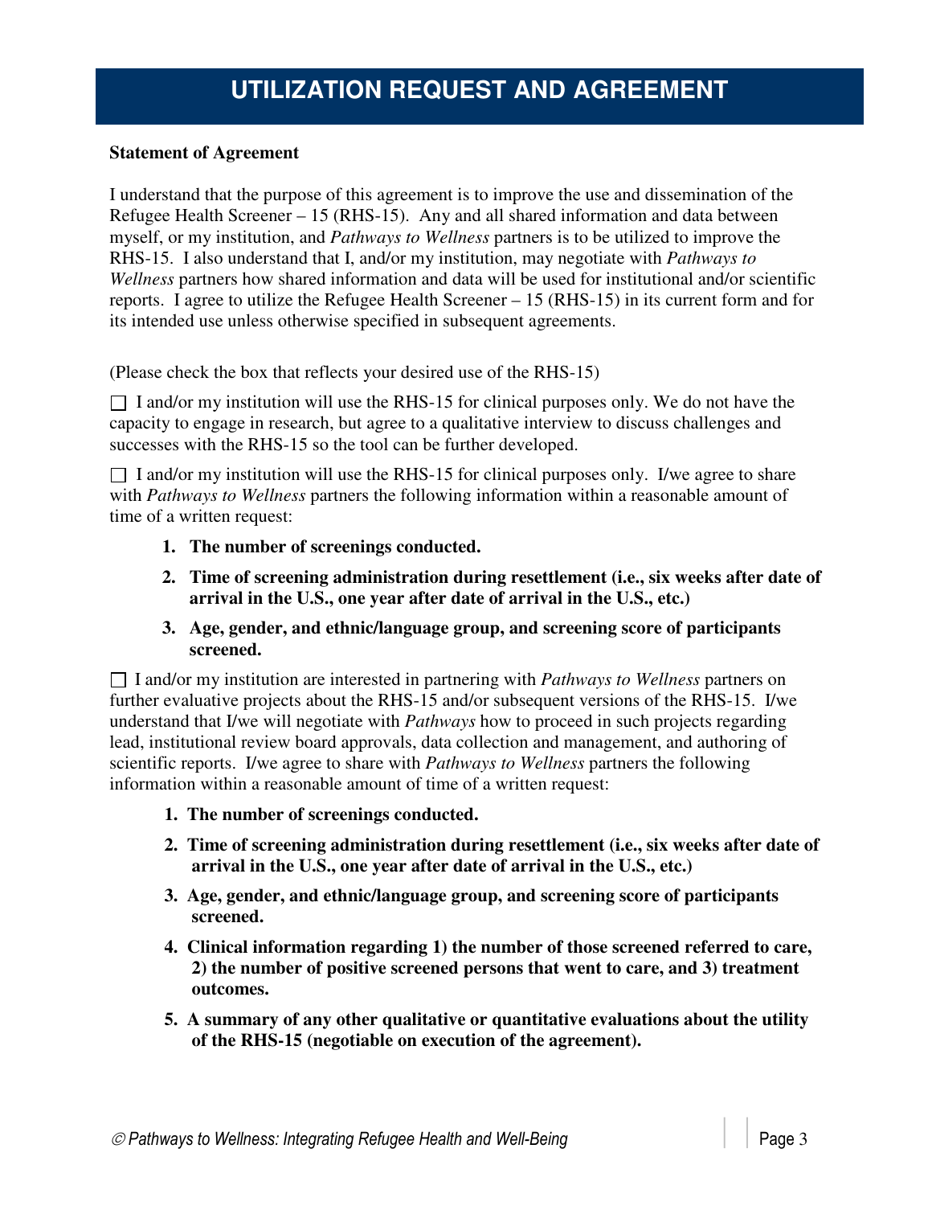# UTILIZATION REQUEST AND AGREEMENT

**Statement of Agreement**

I understand that the purpose of this agreement is to improve the use and dissemination of the Refugee Health Screener – 15 (RHS-15). Any and all shared information and data between myself, or my institution, and *Pathways to Wellness* partners is to be utilized to improve the RHS-15. I also understand that I, and/or my institution, may negotiate with *Pathways to Wellness* partners how shared information and data will be used for institutional and/or scientific reports. I agree to utilize the Refugee Health Screener – 15 (RHS-15) in its current form and for its intended use unless otherwise specified in subsequent agreements.

(Please check the box that reflects your desired use of the RHS-15)

☐ I and/or my institution will use the RHS-15 for clinical purposes only. We do not have the capacity to engage in research, but agree to a qualitative interview to discuss challenges and successes with the RHS-15 so the tool can be further developed.

☐ I and/or my institution will use the RHS-15 for clinical purposes only. I/we agree to share with *Pathways to Wellness* partners the following information within a reasonable amount of time of a written request:

1. **The number of screenings conducted.**
2. **Time of screening administration during resettlement (i.e., six weeks after date of arrival in the U.S., one year after date of arrival in the U.S., etc.)**
3. **Age, gender, and ethnic/language group, and screening score of participants screened.**

☐ I and/or my institution are interested in partnering with *Pathways to Wellness* partners on further evaluative projects about the RHS-15 and/or subsequent versions of the RHS-15. I/we understand that I/we will negotiate with *Pathways* how to proceed in such projects regarding lead, institutional review board approvals, data collection and management, and authoring of scientific reports. I/we agree to share with *Pathways to Wellness* partners the following information within a reasonable amount of time of a written request:

1. **The number of screenings conducted.**
2. **Time of screening administration during resettlement (i.e., six weeks after date of arrival in the U.S., one year after date of arrival in the U.S., etc.)**
3. **Age, gender, and ethnic/language group, and screening score of participants screened.**
4. **Clinical information regarding 1) the number of those screened referred to care, 2) the number of positive screened persons that went to care, and 3) treatment outcomes.**
5. **A summary of any other qualitative or quantitative evaluations about the utility of the RHS-15 (negotiable on execution of the agreement).**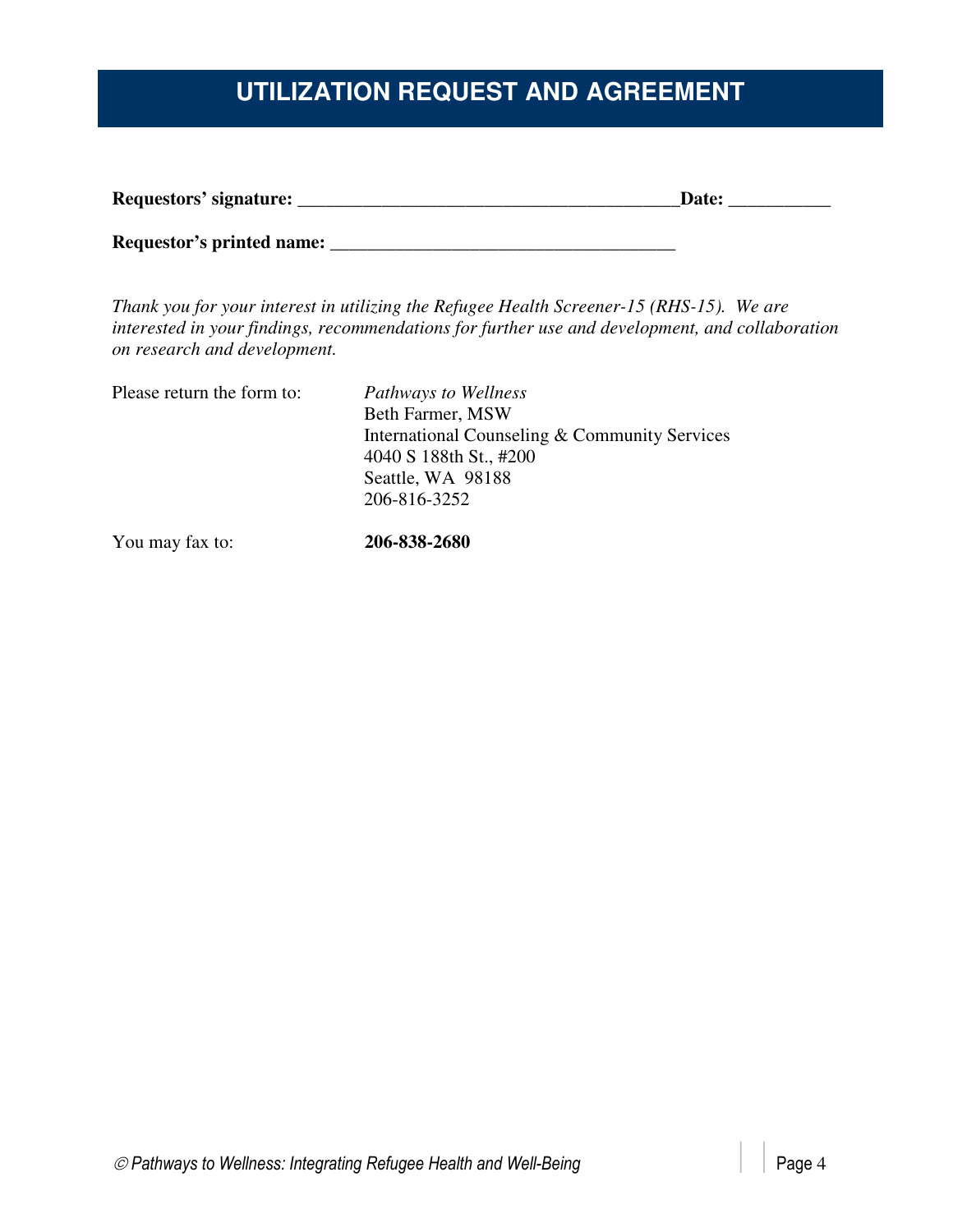# UTILIZATION REQUEST AND AGREEMENT

**Requestors' signature:** ________________________________________**Date:** ___________

**Requestor's printed name:** ____________________________________

*Thank you for your interest in utilizing the Refugee Health Screener-15 (RHS-15). We are interested in your findings, recommendations for further use and development, and collaboration on research and development.*

Please return the form to:

*Pathways to Wellness*
Beth Farmer, MSW
International Counseling & Community Services
4040 S 188th St., #200
Seattle, WA 98188
206-816-3252

You may fax to: **206-838-2680**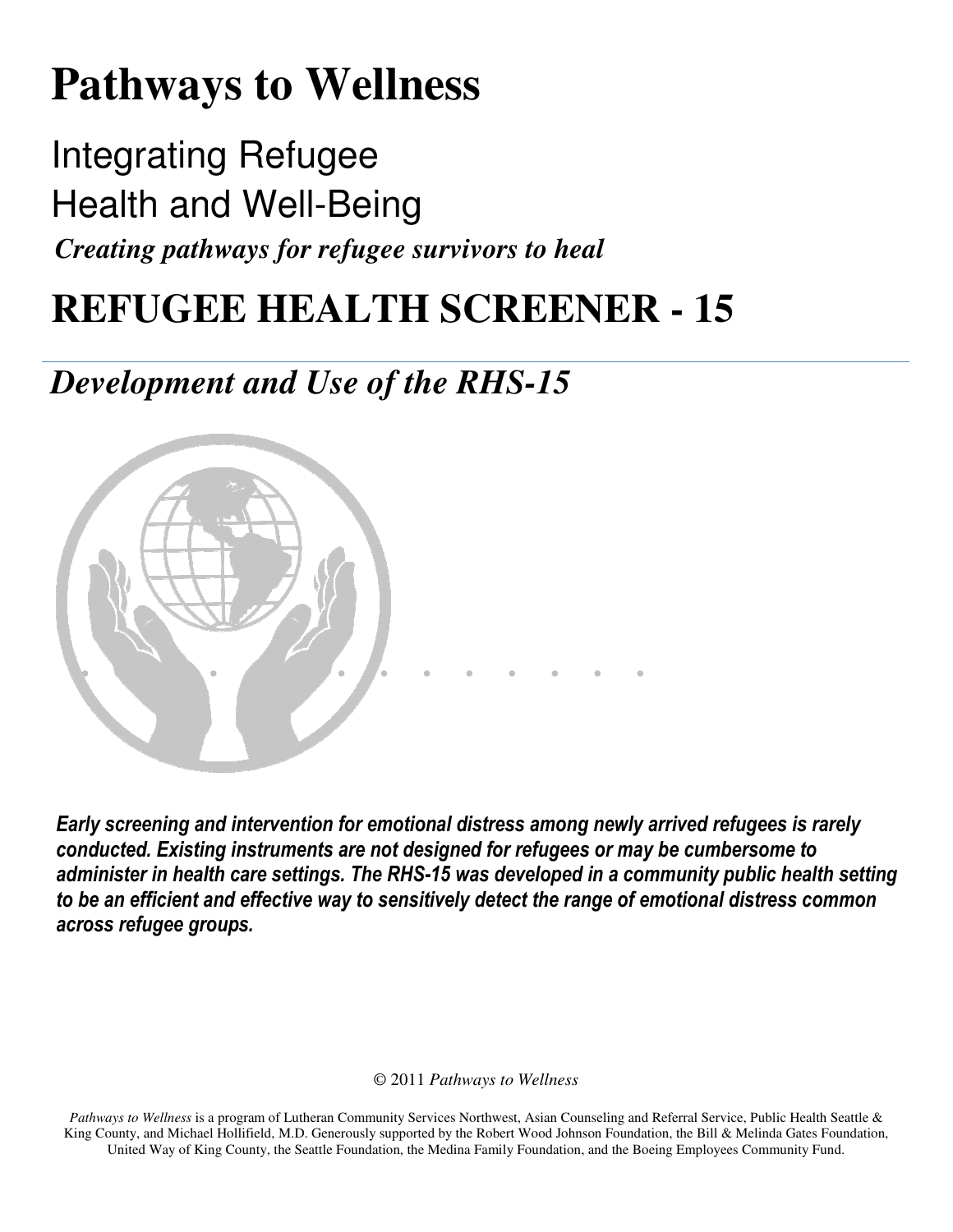# Pathways to Wellness

Integrating Refugee

Health and Well-Being

*Creating pathways for refugee survivors to heal*

# REFUGEE HEALTH SCREENER - 15

## *Development and Use of the RHS-15*

***Early screening and intervention for emotional distress among newly arrived refugees is rarely conducted. Existing instruments are not designed for refugees or may be cumbersome to administer in health care settings. The RHS-15 was developed in a community public health setting to be an efficient and effective way to sensitively detect the range of emotional distress common across refugee groups.***

© 2011 *Pathways to Wellness*

*Pathways to Wellness* is a program of Lutheran Community Services Northwest, Asian Counseling and Referral Service, Public Health Seattle & King County, and Michael Hollifield, M.D. Generously supported by the Robert Wood Johnson Foundation, the Bill & Melinda Gates Foundation, United Way of King County, the Seattle Foundation, the Medina Family Foundation, and the Boeing Employees Community Fund.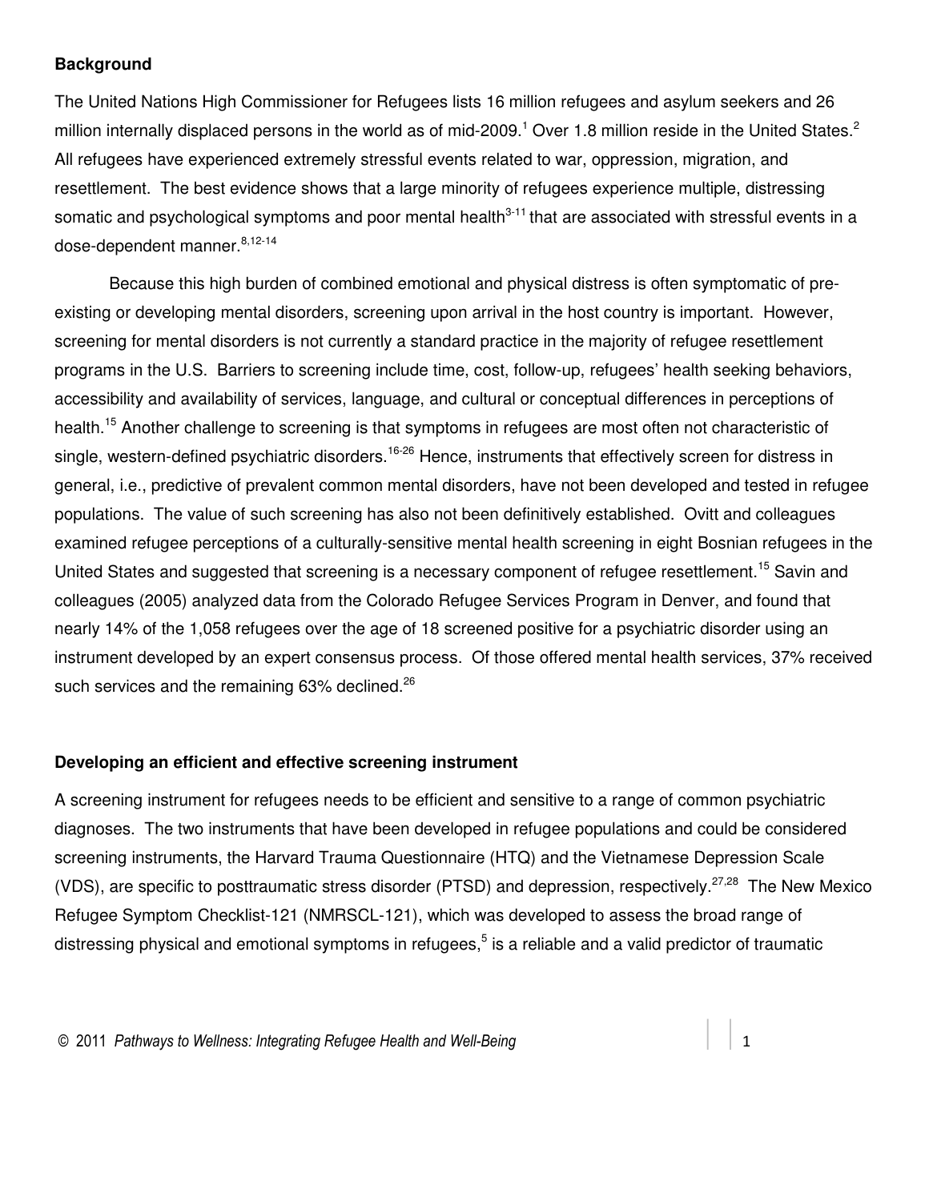**Background**

The United Nations High Commissioner for Refugees lists 16 million refugees and asylum seekers and 26 million internally displaced persons in the world as of mid-2009.[1] Over 1.8 million reside in the United States.[2] All refugees have experienced extremely stressful events related to war, oppression, migration, and resettlement. The best evidence shows that a large minority of refugees experience multiple, distressing somatic and psychological symptoms and poor mental health[3-11] that are associated with stressful events in a dose-dependent manner.[8,12-14]

Because this high burden of combined emotional and physical distress is often symptomatic of pre-existing or developing mental disorders, screening upon arrival in the host country is important. However, screening for mental disorders is not currently a standard practice in the majority of refugee resettlement programs in the U.S. Barriers to screening include time, cost, follow-up, refugees' health seeking behaviors, accessibility and availability of services, language, and cultural or conceptual differences in perceptions of health.[15] Another challenge to screening is that symptoms in refugees are most often not characteristic of single, western-defined psychiatric disorders.[16-26] Hence, instruments that effectively screen for distress in general, i.e., predictive of prevalent common mental disorders, have not been developed and tested in refugee populations. The value of such screening has also not been definitively established. Ovitt and colleagues examined refugee perceptions of a culturally-sensitive mental health screening in eight Bosnian refugees in the United States and suggested that screening is a necessary component of refugee resettlement.[15] Savin and colleagues (2005) analyzed data from the Colorado Refugee Services Program in Denver, and found that nearly 14% of the 1,058 refugees over the age of 18 screened positive for a psychiatric disorder using an instrument developed by an expert consensus process. Of those offered mental health services, 37% received such services and the remaining 63% declined.[26]

**Developing an efficient and effective screening instrument**

A screening instrument for refugees needs to be efficient and sensitive to a range of common psychiatric diagnoses. The two instruments that have been developed in refugee populations and could be considered screening instruments, the Harvard Trauma Questionnaire (HTQ) and the Vietnamese Depression Scale (VDS), are specific to posttraumatic stress disorder (PTSD) and depression, respectively.[27,28] The New Mexico Refugee Symptom Checklist-121 (NMRSCL-121), which was developed to assess the broad range of distressing physical and emotional symptoms in refugees,[5] is a reliable and a valid predictor of traumatic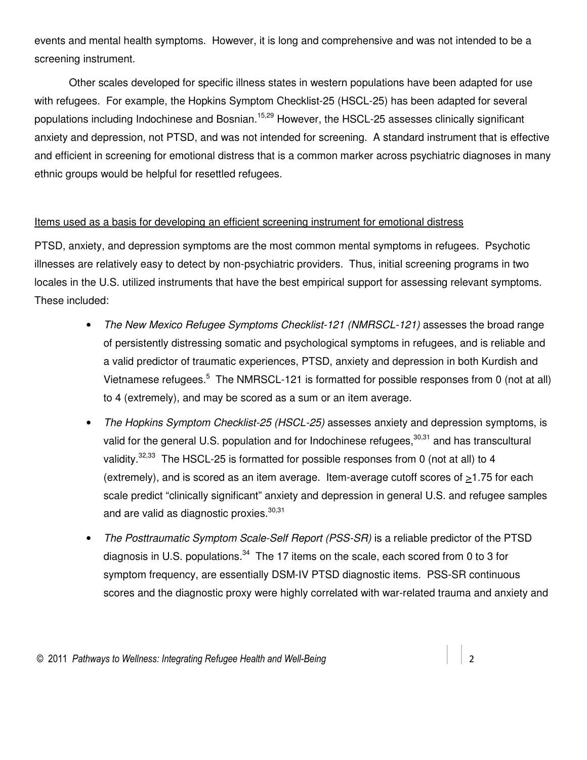events and mental health symptoms. However, it is long and comprehensive and was not intended to be a screening instrument.

Other scales developed for specific illness states in western populations have been adapted for use with refugees. For example, the Hopkins Symptom Checklist-25 (HSCL-25) has been adapted for several populations including Indochinese and Bosnian.[15,29] However, the HSCL-25 assesses clinically significant anxiety and depression, not PTSD, and was not intended for screening. A standard instrument that is effective and efficient in screening for emotional distress that is a common marker across psychiatric diagnoses in many ethnic groups would be helpful for resettled refugees.

Items used as a basis for developing an efficient screening instrument for emotional distress

PTSD, anxiety, and depression symptoms are the most common mental symptoms in refugees. Psychotic illnesses are relatively easy to detect by non-psychiatric providers. Thus, initial screening programs in two locales in the U.S. utilized instruments that have the best empirical support for assessing relevant symptoms. These included:

- *The New Mexico Refugee Symptoms Checklist-121 (NMRSCL-121)* assesses the broad range of persistently distressing somatic and psychological symptoms in refugees, and is reliable and a valid predictor of traumatic experiences, PTSD, anxiety and depression in both Kurdish and Vietnamese refugees.[5] The NMRSCL-121 is formatted for possible responses from 0 (not at all) to 4 (extremely), and may be scored as a sum or an item average.
- *The Hopkins Symptom Checklist-25 (HSCL-25)* assesses anxiety and depression symptoms, is valid for the general U.S. population and for Indochinese refugees,[30,31] and has transcultural validity.[32,33] The HSCL-25 is formatted for possible responses from 0 (not at all) to 4 (extremely), and is scored as an item average. Item-average cutoff scores of $\geq$1.75 for each scale predict "clinically significant" anxiety and depression in general U.S. and refugee samples and are valid as diagnostic proxies.[30,31]
- *The Posttraumatic Symptom Scale-Self Report (PSS-SR)* is a reliable predictor of the PTSD diagnosis in U.S. populations.[34] The 17 items on the scale, each scored from 0 to 3 for symptom frequency, are essentially DSM-IV PTSD diagnostic items. PSS-SR continuous scores and the diagnostic proxy were highly correlated with war-related trauma and anxiety and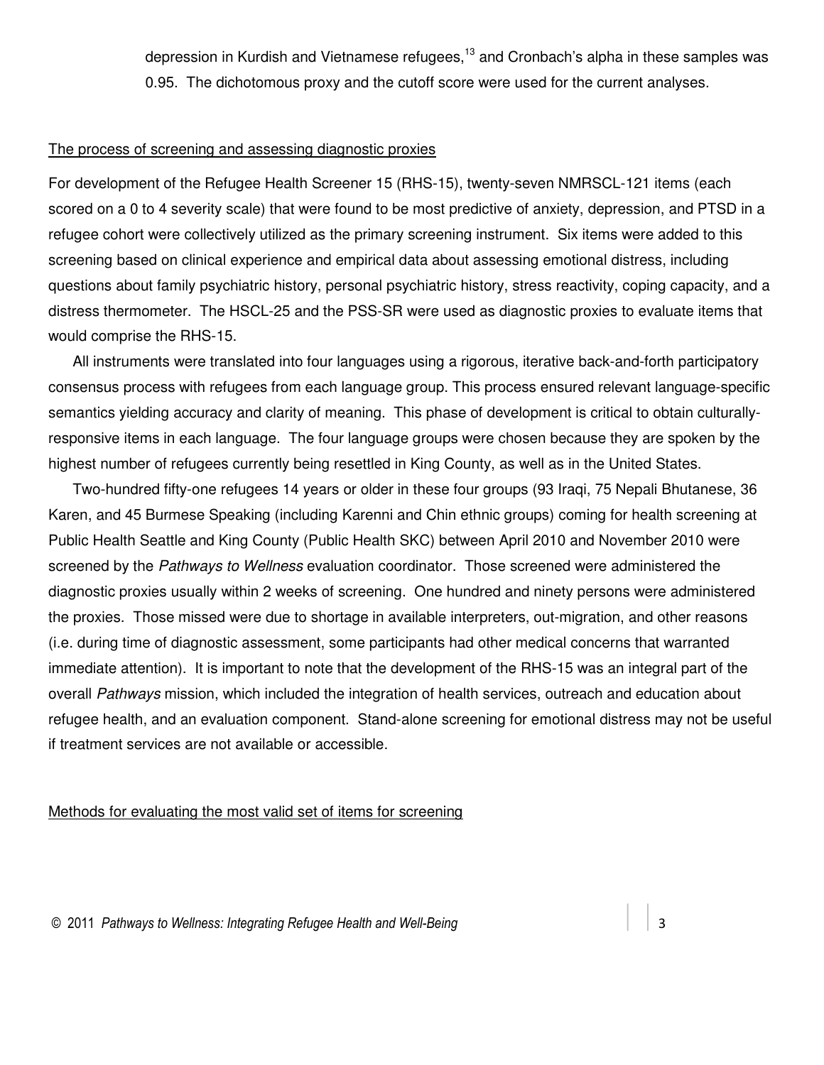depression in Kurdish and Vietnamese refugees,[13] and Cronbach's alpha in these samples was 0.95. The dichotomous proxy and the cutoff score were used for the current analyses.

## The process of screening and assessing diagnostic proxies

For development of the Refugee Health Screener 15 (RHS-15), twenty-seven NMRSCL-121 items (each scored on a 0 to 4 severity scale) that were found to be most predictive of anxiety, depression, and PTSD in a refugee cohort were collectively utilized as the primary screening instrument. Six items were added to this screening based on clinical experience and empirical data about assessing emotional distress, including questions about family psychiatric history, personal psychiatric history, stress reactivity, coping capacity, and a distress thermometer. The HSCL-25 and the PSS-SR were used as diagnostic proxies to evaluate items that would comprise the RHS-15.

All instruments were translated into four languages using a rigorous, iterative back-and-forth participatory consensus process with refugees from each language group. This process ensured relevant language-specific semantics yielding accuracy and clarity of meaning. This phase of development is critical to obtain culturally-responsive items in each language. The four language groups were chosen because they are spoken by the highest number of refugees currently being resettled in King County, as well as in the United States.

Two-hundred fifty-one refugees 14 years or older in these four groups (93 Iraqi, 75 Nepali Bhutanese, 36 Karen, and 45 Burmese Speaking (including Karenni and Chin ethnic groups) coming for health screening at Public Health Seattle and King County (Public Health SKC) between April 2010 and November 2010 were screened by the *Pathways to Wellness* evaluation coordinator. Those screened were administered the diagnostic proxies usually within 2 weeks of screening. One hundred and ninety persons were administered the proxies. Those missed were due to shortage in available interpreters, out-migration, and other reasons (i.e. during time of diagnostic assessment, some participants had other medical concerns that warranted immediate attention). It is important to note that the development of the RHS-15 was an integral part of the overall *Pathways* mission, which included the integration of health services, outreach and education about refugee health, and an evaluation component. Stand-alone screening for emotional distress may not be useful if treatment services are not available or accessible.

## Methods for evaluating the most valid set of items for screening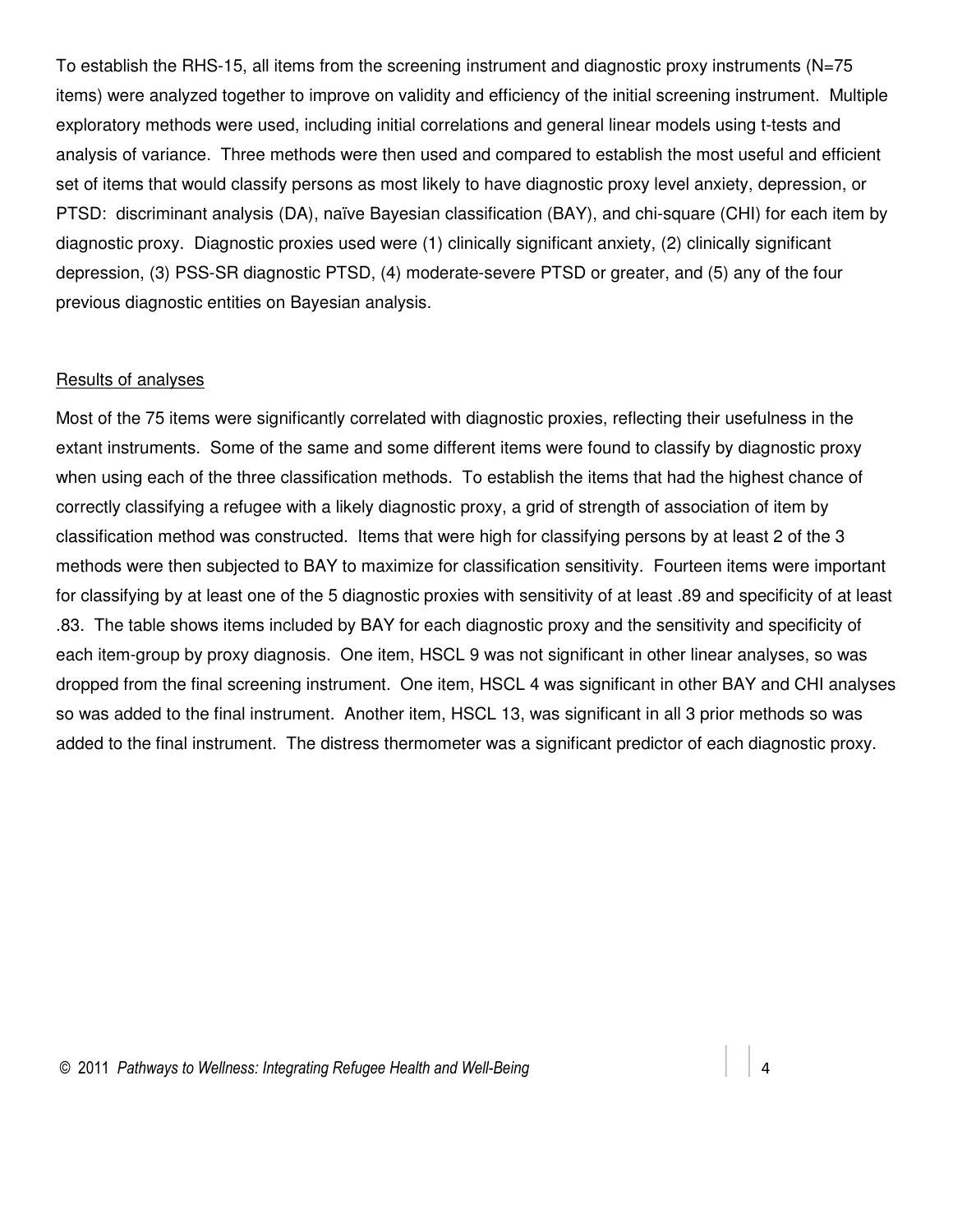To establish the RHS-15, all items from the screening instrument and diagnostic proxy instruments (N=75 items) were analyzed together to improve on validity and efficiency of the initial screening instrument. Multiple exploratory methods were used, including initial correlations and general linear models using t-tests and analysis of variance. Three methods were then used and compared to establish the most useful and efficient set of items that would classify persons as most likely to have diagnostic proxy level anxiety, depression, or PTSD: discriminant analysis (DA), naïve Bayesian classification (BAY), and chi-square (CHI) for each item by diagnostic proxy. Diagnostic proxies used were (1) clinically significant anxiety, (2) clinically significant depression, (3) PSS-SR diagnostic PTSD, (4) moderate-severe PTSD or greater, and (5) any of the four previous diagnostic entities on Bayesian analysis.

Results of analyses

Most of the 75 items were significantly correlated with diagnostic proxies, reflecting their usefulness in the extant instruments. Some of the same and some different items were found to classify by diagnostic proxy when using each of the three classification methods. To establish the items that had the highest chance of correctly classifying a refugee with a likely diagnostic proxy, a grid of strength of association of item by classification method was constructed. Items that were high for classifying persons by at least 2 of the 3 methods were then subjected to BAY to maximize for classification sensitivity. Fourteen items were important for classifying by at least one of the 5 diagnostic proxies with sensitivity of at least .89 and specificity of at least .83. The table shows items included by BAY for each diagnostic proxy and the sensitivity and specificity of each item-group by proxy diagnosis. One item, HSCL 9 was not significant in other linear analyses, so was dropped from the final screening instrument. One item, HSCL 4 was significant in other BAY and CHI analyses so was added to the final instrument. Another item, HSCL 13, was significant in all 3 prior methods so was added to the final instrument. The distress thermometer was a significant predictor of each diagnostic proxy.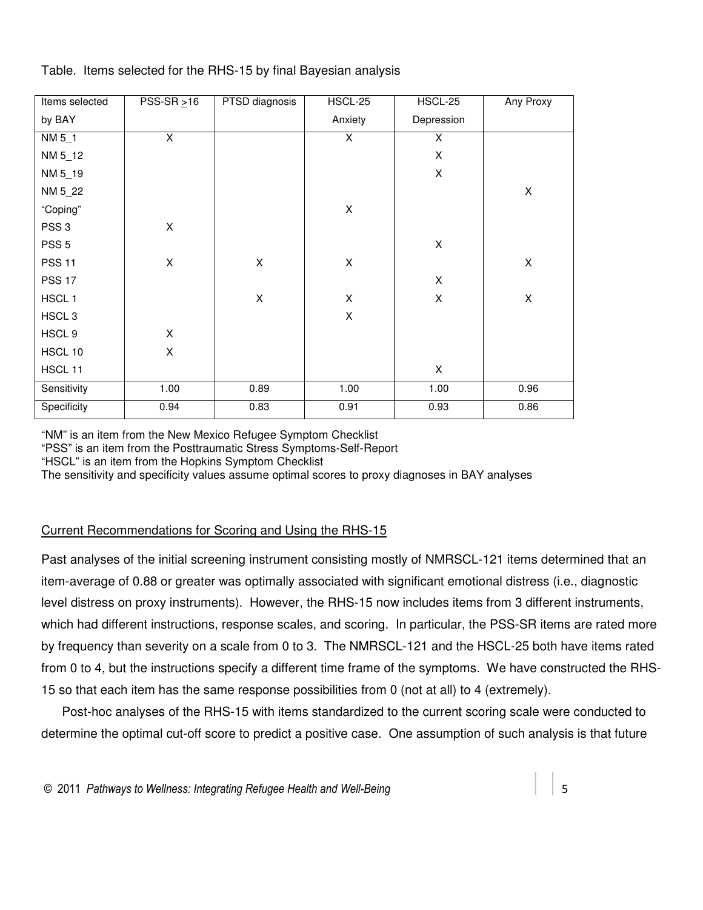Table. Items selected for the RHS-15 by final Bayesian analysis

| Items selected by BAY | PSS-SR ≥16 | PTSD diagnosis | HSCL-25 Anxiety | HSCL-25 Depression | Any Proxy |
|---|---|---|---|---|---|
| NM 5_1 | X | | X | X | |
| NM 5_12 | | | | X | |
| NM 5_19 | | | | X | |
| NM 5_22 | | | | | X |
| "Coping" | | | X | | |
| PSS 3 | X | | | | |
| PSS 5 | | | | X | |
| PSS 11 | X | X | X | | X |
| PSS 17 | | | | X | |
| HSCL 1 | | X | X | X | X |
| HSCL 3 | | | X | | |
| HSCL 9 | X | | | | |
| HSCL 10 | X | | | | |
| HSCL 11 | | | | X | |
| Sensitivity | 1.00 | 0.89 | 1.00 | 1.00 | 0.96 |
| Specificity | 0.94 | 0.83 | 0.91 | 0.93 | 0.86 |

"NM" is an item from the New Mexico Refugee Symptom Checklist
"PSS" is an item from the Posttraumatic Stress Symptoms-Self-Report
"HSCL" is an item from the Hopkins Symptom Checklist
The sensitivity and specificity values assume optimal scores to proxy diagnoses in BAY analyses

## Current Recommendations for Scoring and Using the RHS-15

Past analyses of the initial screening instrument consisting mostly of NMRSCL-121 items determined that an item-average of 0.88 or greater was optimally associated with significant emotional distress (i.e., diagnostic level distress on proxy instruments). However, the RHS-15 now includes items from 3 different instruments, which had different instructions, response scales, and scoring. In particular, the PSS-SR items are rated more by frequency than severity on a scale from 0 to 3. The NMRSCL-121 and the HSCL-25 both have items rated from 0 to 4, but the instructions specify a different time frame of the symptoms. We have constructed the RHS-15 so that each item has the same response possibilities from 0 (not at all) to 4 (extremely).

Post-hoc analyses of the RHS-15 with items standardized to the current scoring scale were conducted to determine the optimal cut-off score to predict a positive case. One assumption of such analysis is that future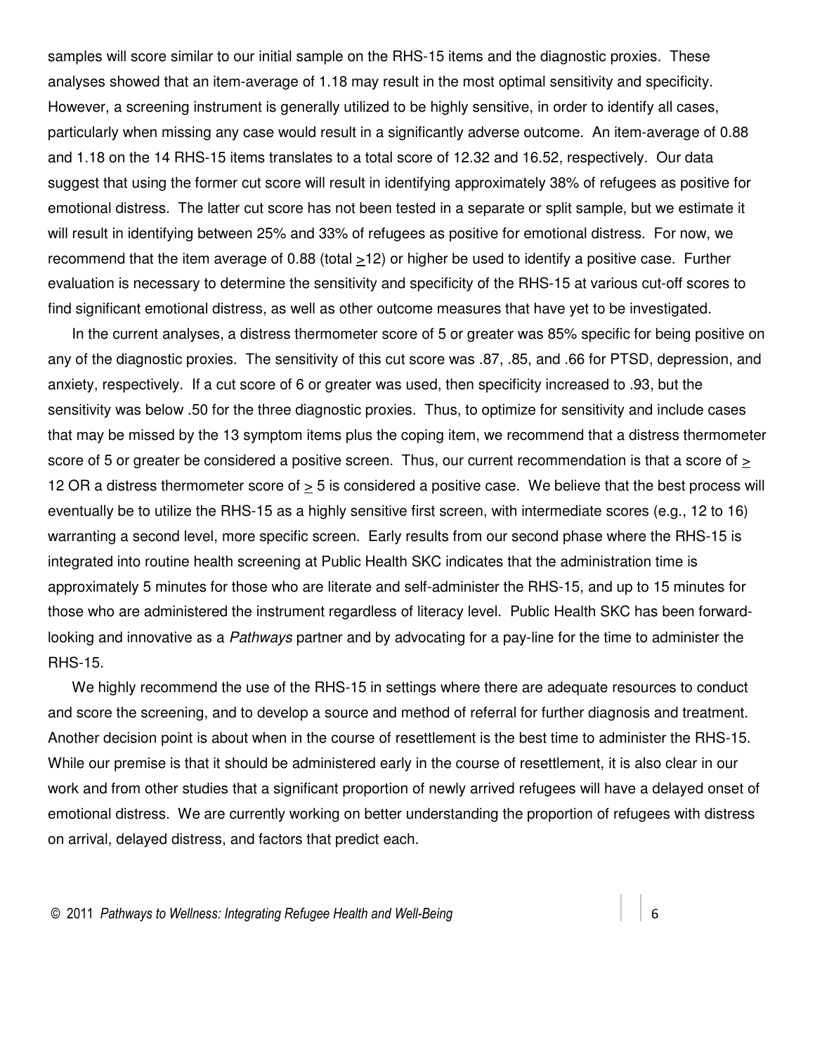samples will score similar to our initial sample on the RHS-15 items and the diagnostic proxies. These analyses showed that an item-average of 1.18 may result in the most optimal sensitivity and specificity. However, a screening instrument is generally utilized to be highly sensitive, in order to identify all cases, particularly when missing any case would result in a significantly adverse outcome. An item-average of 0.88 and 1.18 on the 14 RHS-15 items translates to a total score of 12.32 and 16.52, respectively. Our data suggest that using the former cut score will result in identifying approximately 38% of refugees as positive for emotional distress. The latter cut score has not been tested in a separate or split sample, but we estimate it will result in identifying between 25% and 33% of refugees as positive for emotional distress. For now, we recommend that the item average of 0.88 (total ≥12) or higher be used to identify a positive case. Further evaluation is necessary to determine the sensitivity and specificity of the RHS-15 at various cut-off scores to find significant emotional distress, as well as other outcome measures that have yet to be investigated.

In the current analyses, a distress thermometer score of 5 or greater was 85% specific for being positive on any of the diagnostic proxies. The sensitivity of this cut score was .87, .85, and .66 for PTSD, depression, and anxiety, respectively. If a cut score of 6 or greater was used, then specificity increased to .93, but the sensitivity was below .50 for the three diagnostic proxies. Thus, to optimize for sensitivity and include cases that may be missed by the 13 symptom items plus the coping item, we recommend that a distress thermometer score of 5 or greater be considered a positive screen. Thus, our current recommendation is that a score of ≥ 12 OR a distress thermometer score of ≥ 5 is considered a positive case. We believe that the best process will eventually be to utilize the RHS-15 as a highly sensitive first screen, with intermediate scores (e.g., 12 to 16) warranting a second level, more specific screen. Early results from our second phase where the RHS-15 is integrated into routine health screening at Public Health SKC indicates that the administration time is approximately 5 minutes for those who are literate and self-administer the RHS-15, and up to 15 minutes for those who are administered the instrument regardless of literacy level. Public Health SKC has been forward-looking and innovative as a *Pathways* partner and by advocating for a pay-line for the time to administer the RHS-15.

We highly recommend the use of the RHS-15 in settings where there are adequate resources to conduct and score the screening, and to develop a source and method of referral for further diagnosis and treatment. Another decision point is about when in the course of resettlement is the best time to administer the RHS-15. While our premise is that it should be administered early in the course of resettlement, it is also clear in our work and from other studies that a significant proportion of newly arrived refugees will have a delayed onset of emotional distress. We are currently working on better understanding the proportion of refugees with distress on arrival, delayed distress, and factors that predict each.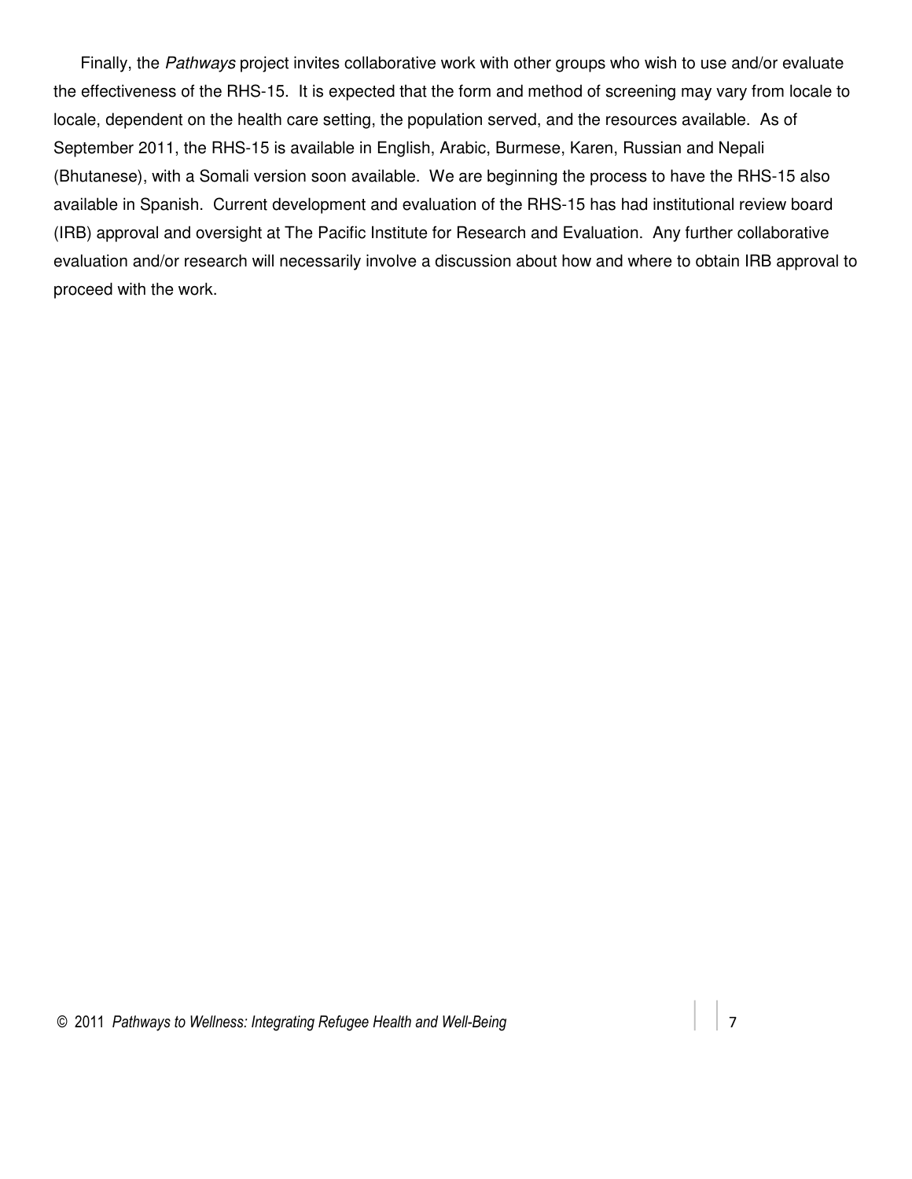Finally, the *Pathways* project invites collaborative work with other groups who wish to use and/or evaluate the effectiveness of the RHS-15. It is expected that the form and method of screening may vary from locale to locale, dependent on the health care setting, the population served, and the resources available. As of September 2011, the RHS-15 is available in English, Arabic, Burmese, Karen, Russian and Nepali (Bhutanese), with a Somali version soon available. We are beginning the process to have the RHS-15 also available in Spanish. Current development and evaluation of the RHS-15 has had institutional review board (IRB) approval and oversight at The Pacific Institute for Research and Evaluation. Any further collaborative evaluation and/or research will necessarily involve a discussion about how and where to obtain IRB approval to proceed with the work.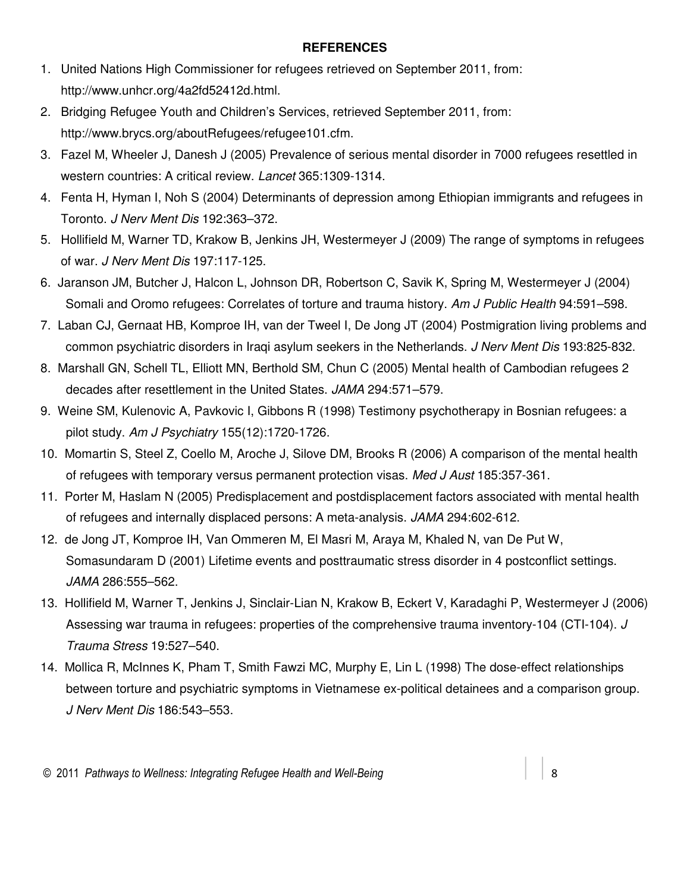**REFERENCES**

1. United Nations High Commissioner for refugees retrieved on September 2011, from: http://www.unhcr.org/4a2fd52412d.html.
2. Bridging Refugee Youth and Children's Services, retrieved September 2011, from: http://www.brycs.org/aboutRefugees/refugee101.cfm.
3. Fazel M, Wheeler J, Danesh J (2005) Prevalence of serious mental disorder in 7000 refugees resettled in western countries: A critical review. *Lancet* 365:1309-1314.
4. Fenta H, Hyman I, Noh S (2004) Determinants of depression among Ethiopian immigrants and refugees in Toronto. *J Nerv Ment Dis* 192:363–372.
5. Hollifield M, Warner TD, Krakow B, Jenkins JH, Westermeyer J (2009) The range of symptoms in refugees of war. *J Nerv Ment Dis* 197:117-125.
6. Jaranson JM, Butcher J, Halcon L, Johnson DR, Robertson C, Savik K, Spring M, Westermeyer J (2004) Somali and Oromo refugees: Correlates of torture and trauma history. *Am J Public Health* 94:591–598.
7. Laban CJ, Gernaat HB, Komproe IH, van der Tweel I, De Jong JT (2004) Postmigration living problems and common psychiatric disorders in Iraqi asylum seekers in the Netherlands. *J Nerv Ment Dis* 193:825-832.
8. Marshall GN, Schell TL, Elliott MN, Berthold SM, Chun C (2005) Mental health of Cambodian refugees 2 decades after resettlement in the United States. *JAMA* 294:571–579.
9. Weine SM, Kulenovic A, Pavkovic I, Gibbons R (1998) Testimony psychotherapy in Bosnian refugees: a pilot study. *Am J Psychiatry* 155(12):1720-1726.
10. Momartin S, Steel Z, Coello M, Aroche J, Silove DM, Brooks R (2006) A comparison of the mental health of refugees with temporary versus permanent protection visas. *Med J Aust* 185:357-361.
11. Porter M, Haslam N (2005) Predisplacement and postdisplacement factors associated with mental health of refugees and internally displaced persons: A meta-analysis. *JAMA* 294:602-612.
12. de Jong JT, Komproe IH, Van Ommeren M, El Masri M, Araya M, Khaled N, van De Put W, Somasundaram D (2001) Lifetime events and posttraumatic stress disorder in 4 postconflict settings. *JAMA* 286:555–562.
13. Hollifield M, Warner T, Jenkins J, Sinclair-Lian N, Krakow B, Eckert V, Karadaghi P, Westermeyer J (2006) Assessing war trauma in refugees: properties of the comprehensive trauma inventory-104 (CTI-104). *J Trauma Stress* 19:527–540.
14. Mollica R, McInnes K, Pham T, Smith Fawzi MC, Murphy E, Lin L (1998) The dose-effect relationships between torture and psychiatric symptoms in Vietnamese ex-political detainees and a comparison group. *J Nerv Ment Dis* 186:543–553.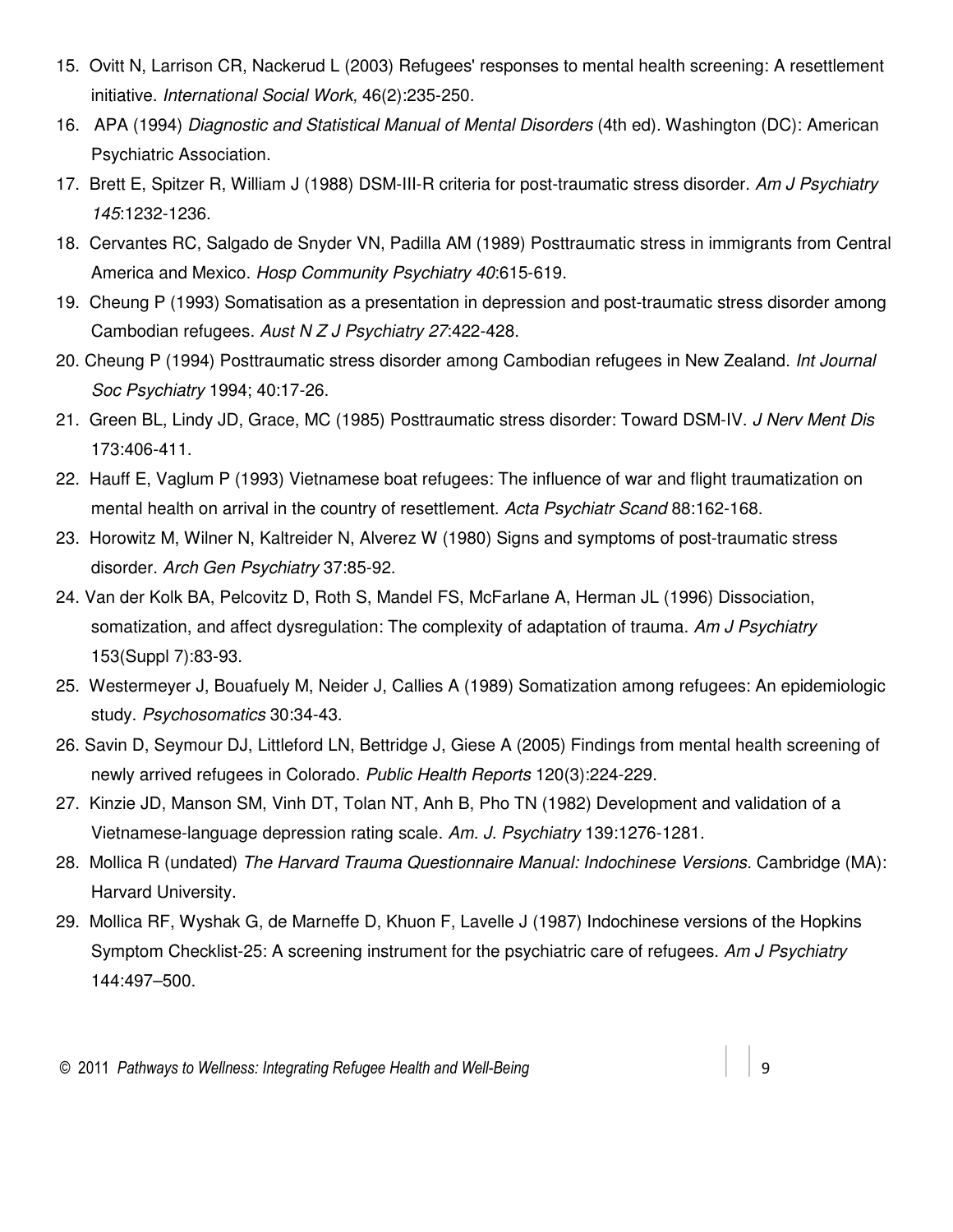15. Ovitt N, Larrison CR, Nackerud L (2003) Refugees' responses to mental health screening: A resettlement initiative. *International Social Work,* 46(2):235-250.
16. APA (1994) *Diagnostic and Statistical Manual of Mental Disorders* (4th ed). Washington (DC): American Psychiatric Association.
17. Brett E, Spitzer R, William J (1988) DSM-III-R criteria for post-traumatic stress disorder. *Am J Psychiatry 145*:1232-1236.
18. Cervantes RC, Salgado de Snyder VN, Padilla AM (1989) Posttraumatic stress in immigrants from Central America and Mexico. *Hosp Community Psychiatry 40*:615-619.
19. Cheung P (1993) Somatisation as a presentation in depression and post-traumatic stress disorder among Cambodian refugees. *Aust N Z J Psychiatry 27*:422-428.
20. Cheung P (1994) Posttraumatic stress disorder among Cambodian refugees in New Zealand. *Int Journal Soc Psychiatry* 1994; 40:17-26.
21. Green BL, Lindy JD, Grace, MC (1985) Posttraumatic stress disorder: Toward DSM-IV. *J Nerv Ment Dis* 173:406-411.
22. Hauff E, Vaglum P (1993) Vietnamese boat refugees: The influence of war and flight traumatization on mental health on arrival in the country of resettlement. *Acta Psychiatr Scand* 88:162-168.
23. Horowitz M, Wilner N, Kaltreider N, Alverez W (1980) Signs and symptoms of post-traumatic stress disorder. *Arch Gen Psychiatry* 37:85-92.
24. Van der Kolk BA, Pelcovitz D, Roth S, Mandel FS, McFarlane A, Herman JL (1996) Dissociation, somatization, and affect dysregulation: The complexity of adaptation of trauma. *Am J Psychiatry* 153(Suppl 7):83-93.
25. Westermeyer J, Bouafuely M, Neider J, Callies A (1989) Somatization among refugees: An epidemiologic study. *Psychosomatics* 30:34-43.
26. Savin D, Seymour DJ, Littleford LN, Bettridge J, Giese A (2005) Findings from mental health screening of newly arrived refugees in Colorado. *Public Health Reports* 120(3):224-229.
27. Kinzie JD, Manson SM, Vinh DT, Tolan NT, Anh B, Pho TN (1982) Development and validation of a Vietnamese-language depression rating scale. *Am. J. Psychiatry* 139:1276-1281.
28. Mollica R (undated) *The Harvard Trauma Questionnaire Manual: Indochinese Versions*. Cambridge (MA): Harvard University.
29. Mollica RF, Wyshak G, de Marneffe D, Khuon F, Lavelle J (1987) Indochinese versions of the Hopkins Symptom Checklist-25: A screening instrument for the psychiatric care of refugees. *Am J Psychiatry* 144:497–500.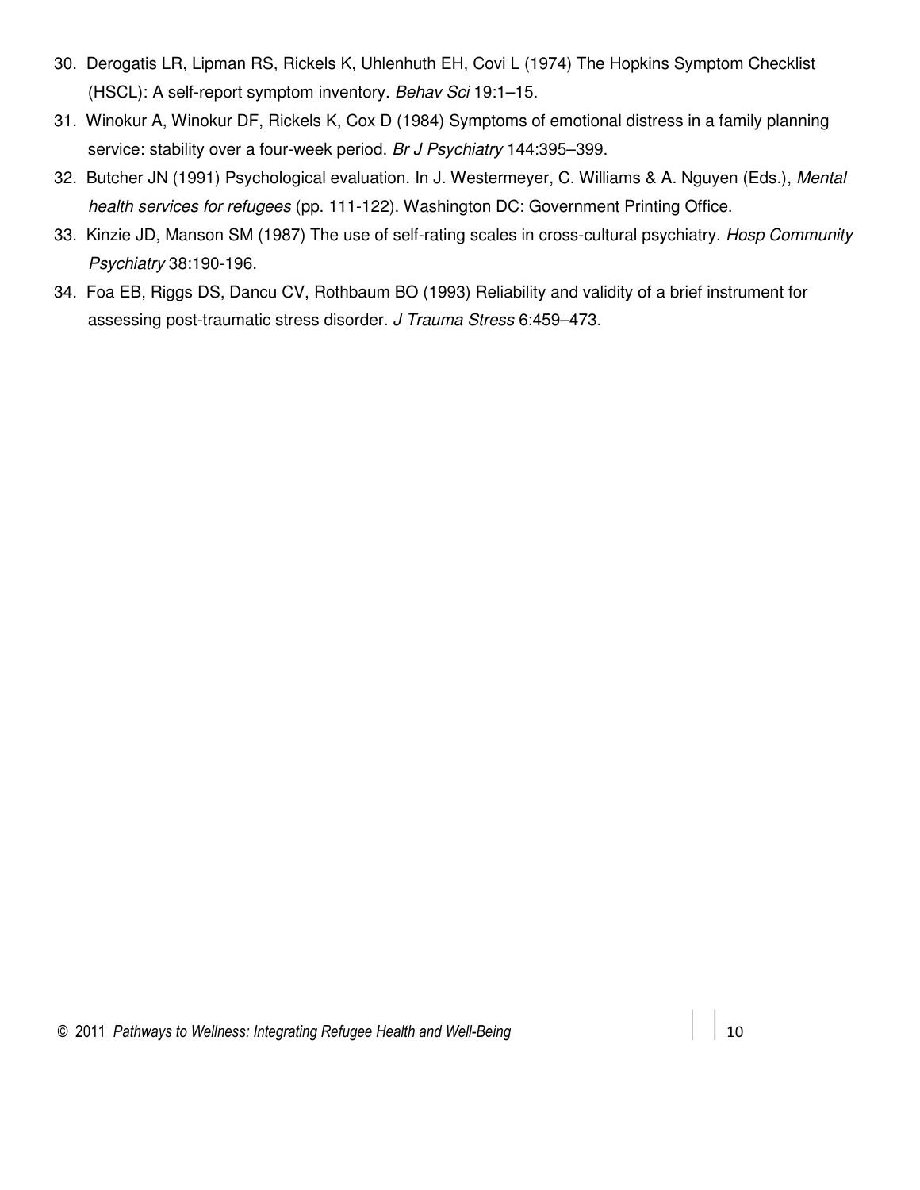30. Derogatis LR, Lipman RS, Rickels K, Uhlenhuth EH, Covi L (1974) The Hopkins Symptom Checklist (HSCL): A self-report symptom inventory. *Behav Sci* 19:1–15.
31. Winokur A, Winokur DF, Rickels K, Cox D (1984) Symptoms of emotional distress in a family planning service: stability over a four-week period. *Br J Psychiatry* 144:395–399.
32. Butcher JN (1991) Psychological evaluation. In J. Westermeyer, C. Williams & A. Nguyen (Eds.), *Mental health services for refugees* (pp. 111-122). Washington DC: Government Printing Office.
33. Kinzie JD, Manson SM (1987) The use of self-rating scales in cross-cultural psychiatry. *Hosp Community Psychiatry* 38:190-196.
34. Foa EB, Riggs DS, Dancu CV, Rothbaum BO (1993) Reliability and validity of a brief instrument for assessing post-traumatic stress disorder. *J Trauma Stress* 6:459–473.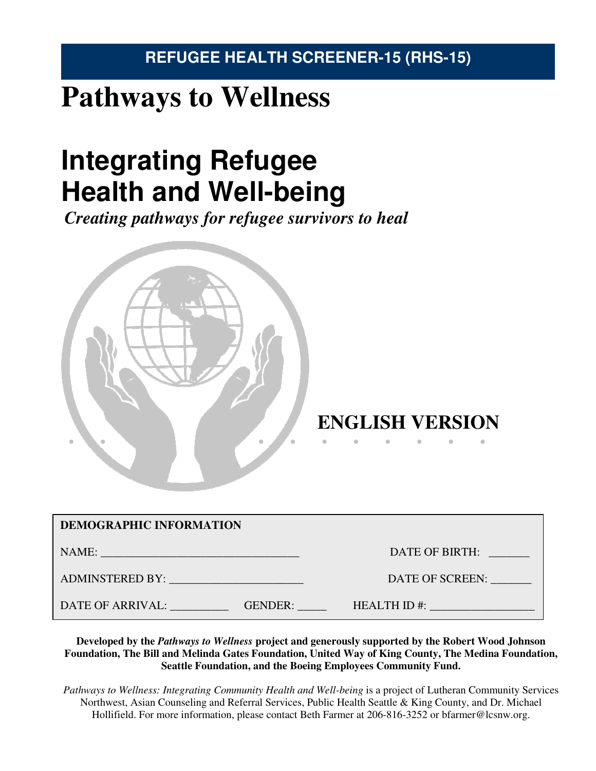**REFUGEE HEALTH SCREENER-15 (RHS-15)**

# Pathways to Wellness

# Integrating Refugee Health and Well-being

*Creating pathways for refugee survivors to heal*

## ENGLISH VERSION

| **DEMOGRAPHIC INFORMATION** | | |
|---|---|---|
| NAME: ________________________________ | | DATE OF BIRTH: _______ |
| ADMINSTERED BY: ______________________ | | DATE OF SCREEN: _______ |
| DATE OF ARRIVAL: __________ | GENDER: _____ | HEALTH ID #: _________________ |

**Developed by the *Pathways to Wellness* project and generously supported by the Robert Wood Johnson Foundation, The Bill and Melinda Gates Foundation, United Way of King County, The Medina Foundation, Seattle Foundation, and the Boeing Employees Community Fund.**

*Pathways to Wellness: Integrating Community Health and Well-being* is a project of Lutheran Community Services Northwest, Asian Counseling and Referral Services, Public Health Seattle & King County, and Dr. Michael Hollifield. For more information, please contact Beth Farmer at 206-816-3252 or bfarmer@lcsnw.org.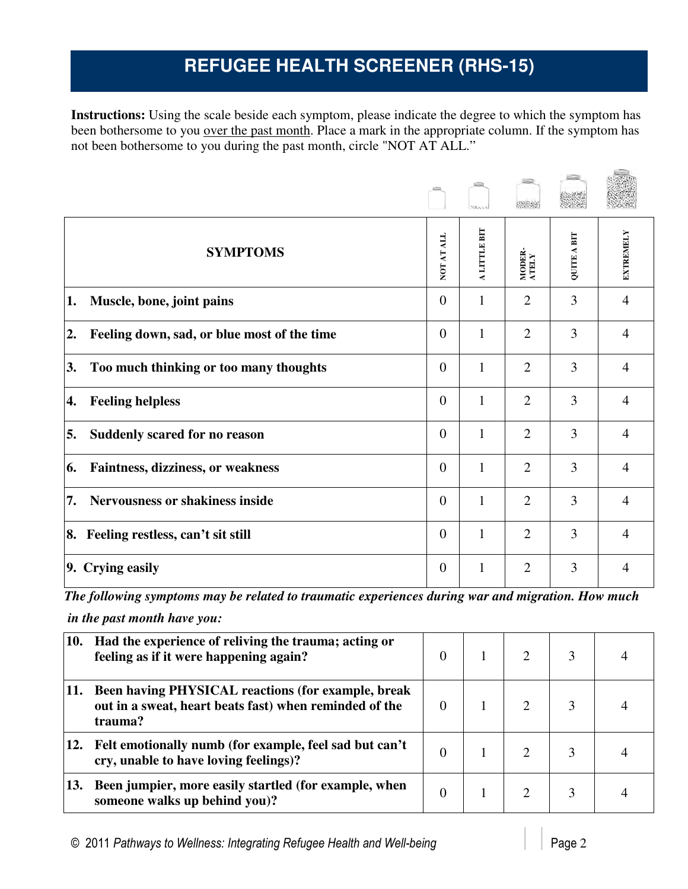# REFUGEE HEALTH SCREENER (RHS-15)

**Instructions:** Using the scale beside each symptom, please indicate the degree to which the symptom has been bothersome to you over the past month. Place a mark in the appropriate column. If the symptom has not been bothersome to you during the past month, circle "NOT AT ALL."

| SYMPTOMS | NOT AT ALL | A LITTLE BIT | MODER-ATELY | QUITE A BIT | EXTREMELY |
|---|---|---|---|---|---|
| **1. Muscle, bone, joint pains** | 0 | 1 | 2 | 3 | 4 |
| **2. Feeling down, sad, or blue most of the time** | 0 | 1 | 2 | 3 | 4 |
| **3. Too much thinking or too many thoughts** | 0 | 1 | 2 | 3 | 4 |
| **4. Feeling helpless** | 0 | 1 | 2 | 3 | 4 |
| **5. Suddenly scared for no reason** | 0 | 1 | 2 | 3 | 4 |
| **6. Faintness, dizziness, or weakness** | 0 | 1 | 2 | 3 | 4 |
| **7. Nervousness or shakiness inside** | 0 | 1 | 2 | 3 | 4 |
| **8. Feeling restless, can't sit still** | 0 | 1 | 2 | 3 | 4 |
| **9. Crying easily** | 0 | 1 | 2 | 3 | 4 |

***The following symptoms may be related to traumatic experiences during war and migration. How much in the past month have you:***

| | | | | | |
|---|---|---|---|---|---|
| **10. Had the experience of reliving the trauma; acting or feeling as if it were happening again?** | 0 | 1 | 2 | 3 | 4 |
| **11. Been having PHYSICAL reactions (for example, break out in a sweat, heart beats fast) when reminded of the trauma?** | 0 | 1 | 2 | 3 | 4 |
| **12. Felt emotionally numb (for example, feel sad but can't cry, unable to have loving feelings)?** | 0 | 1 | 2 | 3 | 4 |
| **13. Been jumpier, more easily startled (for example, when someone walks up behind you)?** | 0 | 1 | 2 | 3 | 4 |

© 2011 *Pathways to Wellness: Integrating Refugee Health and Well-being*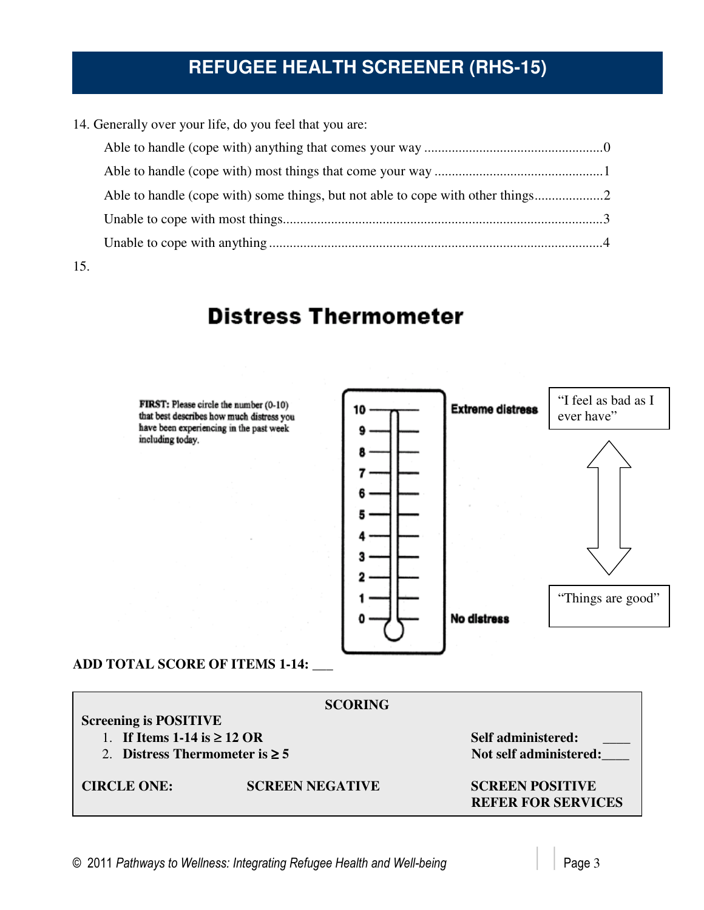# REFUGEE HEALTH SCREENER (RHS-15)

14. Generally over your life, do you feel that you are:

| | |
|---|---|
| Able to handle (cope with) anything that comes your way | 0 |
| Able to handle (cope with) most things that come your way | 1 |
| Able to handle (cope with) some things, but not able to cope with other things | 2 |
| Unable to cope with most things | 3 |
| Unable to cope with anything | 4 |

15.

## Distress Thermometer

**FIRST:** Please circle the number (0-10) that best describes how much distress you have been experiencing in the past week including today.

10 — Extreme distress — "I feel as bad as I ever have"
9
8
7
6
5
4
3
2
1
0 — No distress — "Things are good"

**ADD TOTAL SCORE OF ITEMS 1-14: ___**

**SCORING**

**Screening is POSITIVE**

1. **If Items 1-14 is ≥ 12 OR**
2. **Distress Thermometer is ≥ 5**

**Self administered: ____**

**Not self administered: ____**

**CIRCLE ONE:** **SCREEN NEGATIVE** **SCREEN POSITIVE REFER FOR SERVICES**

© 2011 *Pathways to Wellness: Integrating Refugee Health and Well-being*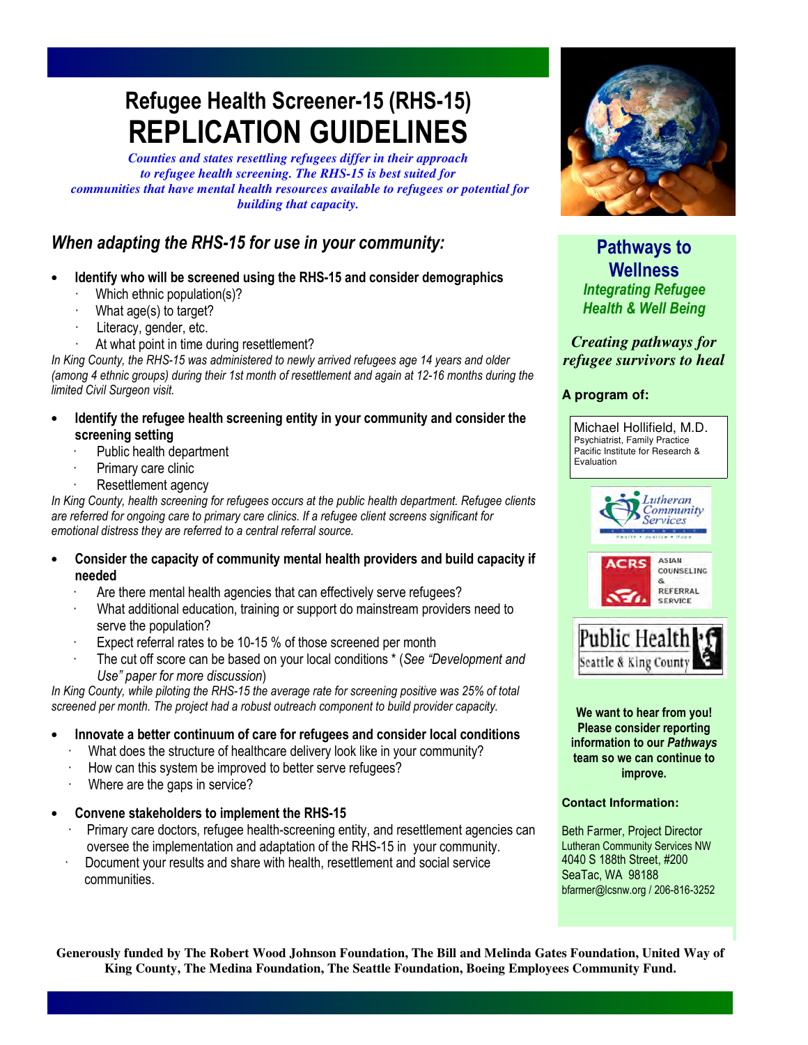# Refugee Health Screener-15 (RHS-15)

# REPLICATION GUIDELINES

*Counties and states resettling refugees differ in their approach to refugee health screening. The RHS-15 is best suited for communities that have mental health resources available to refugees or potential for building that capacity.*

## *When adapting the RHS-15 for use in your community:*

- **Identify who will be screened using the RHS-15 and consider demographics**
  - Which ethnic population(s)?
  - What age(s) to target?
  - Literacy, gender, etc.
  - At what point in time during resettlement?

*In King County, the RHS-15 was administered to newly arrived refugees age 14 years and older (among 4 ethnic groups) during their 1st month of resettlement and again at 12-16 months during the limited Civil Surgeon visit.*

- **Identify the refugee health screening entity in your community and consider the screening setting**
  - Public health department
  - Primary care clinic
  - Resettlement agency

*In King County, health screening for refugees occurs at the public health department. Refugee clients are referred for ongoing care to primary care clinics. If a refugee client screens significant for emotional distress they are referred to a central referral source.*

- **Consider the capacity of community mental health providers and build capacity if needed**
  - Are there mental health agencies that can effectively serve refugees?
  - What additional education, training or support do mainstream providers need to serve the population?
  - Expect referral rates to be 10-15 % of those screened per month
  - The cut off score can be based on your local conditions * (*See "Development and Use" paper for more discussion*)

*In King County, while piloting the RHS-15 the average rate for screening positive was 25% of total screened per month. The project had a robust outreach component to build provider capacity.*

- **Innovate a better continuum of care for refugees and consider local conditions**
  - What does the structure of healthcare delivery look like in your community?
  - How can this system be improved to better serve refugees?
  - Where are the gaps in service?

- **Convene stakeholders to implement the RHS-15**
  - Primary care doctors, refugee health-screening entity, and resettlement agencies can oversee the implementation and adaptation of the RHS-15 in your community.
  - Document your results and share with health, resettlement and social service communities.

## Pathways to Wellness

***Integrating Refugee Health & Well Being***

***Creating pathways for refugee survivors to heal***

**A program of:**

Michael Hollifield, M.D.
Psychiatrist, Family Practice
Pacific Institute for Research & Evaluation

Lutheran Community Services

ACRS Asian Counseling & Referral Service

Public Health Seattle & King County

**We want to hear from you! Please consider reporting information to our *Pathways* team so we can continue to improve.**

**Contact Information:**

Beth Farmer, Project Director
Lutheran Community Services NW
4040 S 188th Street, #200
SeaTac, WA 98188
bfarmer@lcsnw.org / 206-816-3252

**Generously funded by The Robert Wood Johnson Foundation, The Bill and Melinda Gates Foundation, United Way of King County, The Medina Foundation, The Seattle Foundation, Boeing Employees Community Fund.**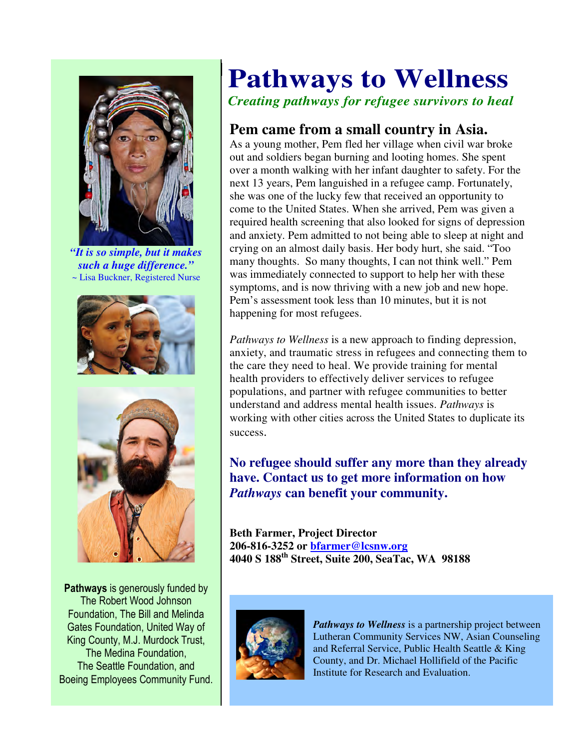# Pathways to Wellness

*Creating pathways for refugee survivors to heal*

## Pem came from a small country in Asia.

As a young mother, Pem fled her village when civil war broke out and soldiers began burning and looting homes. She spent over a month walking with her infant daughter to safety. For the next 13 years, Pem languished in a refugee camp. Fortunately, she was one of the lucky few that received an opportunity to come to the United States. When she arrived, Pem was given a required health screening that also looked for signs of depression and anxiety. Pem admitted to not being able to sleep at night and crying on an almost daily basis. Her body hurt, she said. "Too many thoughts. So many thoughts, I can not think well." Pem was immediately connected to support to help her with these symptoms, and is now thriving with a new job and new hope. Pem's assessment took less than 10 minutes, but it is not happening for most refugees.

*Pathways to Wellness* is a new approach to finding depression, anxiety, and traumatic stress in refugees and connecting them to the care they need to heal. We provide training for mental health providers to effectively deliver services to refugee populations, and partner with refugee communities to better understand and address mental health issues. *Pathways* is working with other cities across the United States to duplicate its success.

**No refugee should suffer any more than they already have. Contact us to get more information on how *Pathways* can benefit your community.**

**Beth Farmer, Project Director**
**206-816-3252 or bfarmer@lcsnw.org**
**4040 S 188th Street, Suite 200, SeaTac, WA 98188**

***"It is so simple, but it makes such a huge difference."***
~ Lisa Buckner, Registered Nurse

**Pathways** is generously funded by The Robert Wood Johnson Foundation, The Bill and Melinda Gates Foundation, United Way of King County, M.J. Murdock Trust, The Medina Foundation, The Seattle Foundation, and Boeing Employees Community Fund.

***Pathways to Wellness*** is a partnership project between Lutheran Community Services NW, Asian Counseling and Referral Service, Public Health Seattle & King County, and Dr. Michael Hollifield of the Pacific Institute for Research and Evaluation.